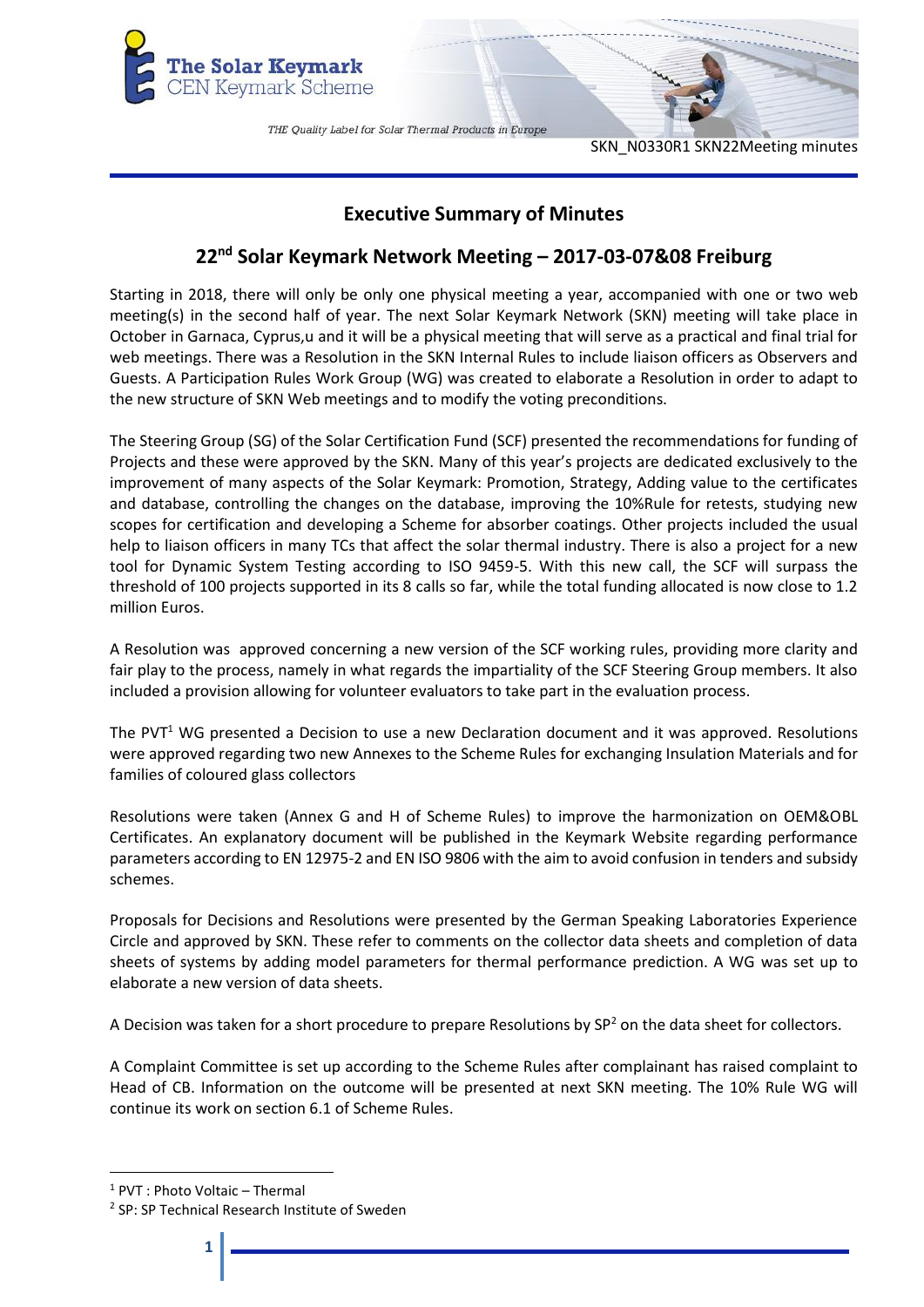# Executive Summary of Minutes

## 22nd Solar Keymark Network Meeting – 2017-03-07&08 Freiburg

Starting in 2018, there will only be only one physical meeting a year, accompanied with one or two web meeting(s) in the second half of year. The next Solar Keymark Network (SKN) meeting will take place in October in Garnaca, Cyprus,u and it will be a physical meeting that will serve as a practical and final trial for web meetings. There was a Resolution in the SKN Internal Rules to include liaison officers as Observers and Guests. A Participation Rules Work Group (WG) was created to elaborate a Resolution in order to adapt to the new structure of SKN Web meetings and to modify the voting preconditions.

The Steering Group (SG) of the Solar Certification Fund (SCF) presented the recommendations for funding of Projects and these were approved by the SKN. Many of this year's projects are dedicated exclusively to the improvement of many aspects of the Solar Keymark: Promotion, Strategy, Adding value to the certificates and database, controlling the changes on the database, improving the 10%Rule for retests, studying new scopes for certification and developing a Scheme for absorber coatings. Other projects included the usual help to liaison officers in many TCs that affect the solar thermal industry. There is also a project for a new tool for Dynamic System Testing according to ISO 9459-5. With this new call, the SCF will surpass the threshold of 100 projects supported in its 8 calls so far, while the total funding allocated is now close to 1.2 million Euros.

A Resolution was approved concerning a new version of the SCF working rules, providing more clarity and fair play to the process, namely in what regards the impartiality of the SCF Steering Group members. It also included a provision allowing for volunteer evaluators to take part in the evaluation process.

The PVT[1] WG presented a Decision to use a new Declaration document and it was approved. Resolutions were approved regarding two new Annexes to the Scheme Rules for exchanging Insulation Materials and for families of coloured glass collectors

Resolutions were taken (Annex G and H of Scheme Rules) to improve the harmonization on OEM&OBL Certificates. An explanatory document will be published in the Keymark Website regarding performance parameters according to EN 12975-2 and EN ISO 9806 with the aim to avoid confusion in tenders and subsidy schemes.

Proposals for Decisions and Resolutions were presented by the German Speaking Laboratories Experience Circle and approved by SKN. These refer to comments on the collector data sheets and completion of data sheets of systems by adding model parameters for thermal performance prediction. A WG was set up to elaborate a new version of data sheets.

A Decision was taken for a short procedure to prepare Resolutions by SP[2] on the data sheet for collectors.

A Complaint Committee is set up according to the Scheme Rules after complainant has raised complaint to Head of CB. Information on the outcome will be presented at next SKN meeting. The 10% Rule WG will continue its work on section 6.1 of Scheme Rules.

---

[1] PVT : Photo Voltaic – Thermal

[2] SP: SP Technical Research Institute of Sweden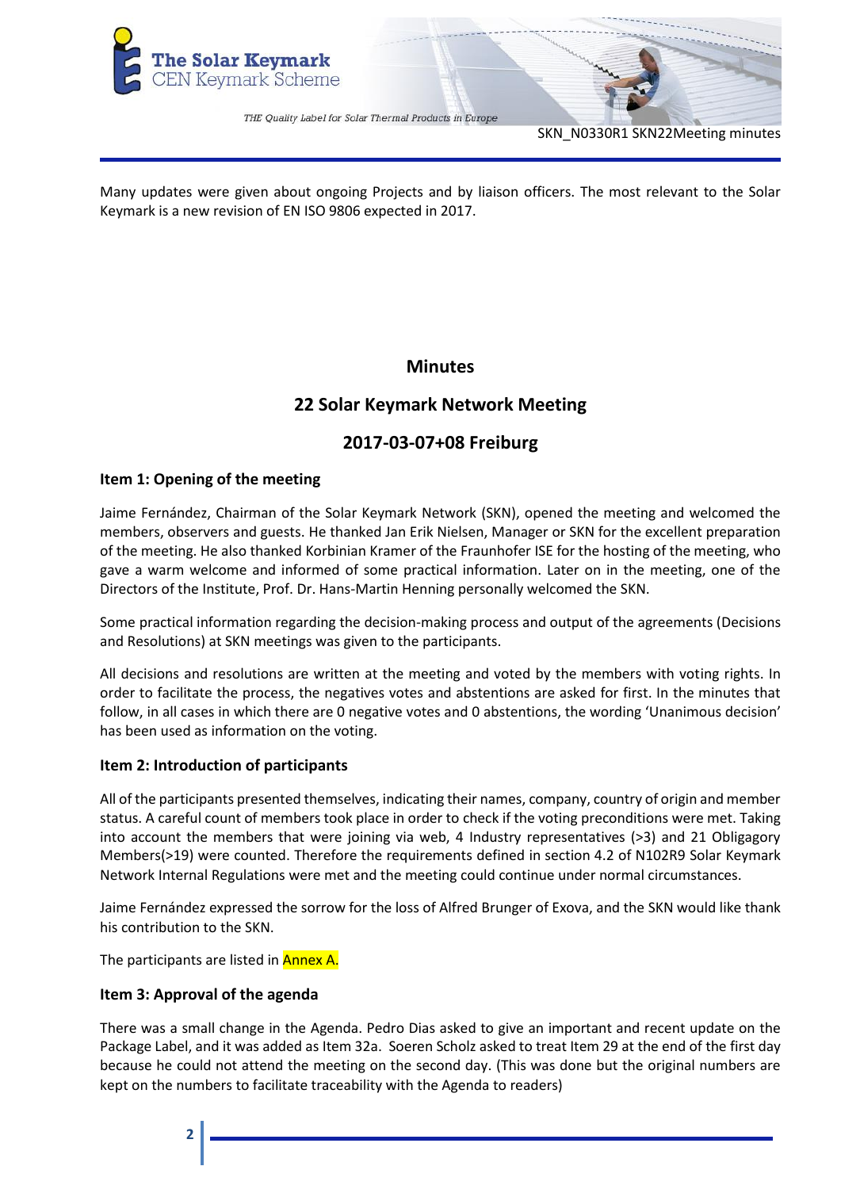Many updates were given about ongoing Projects and by liaison officers. The most relevant to the Solar Keymark is a new revision of EN ISO 9806 expected in 2017.

# Minutes

## 22 Solar Keymark Network Meeting

## 2017-03-07+08 Freiburg

### Item 1: Opening of the meeting

Jaime Fernández, Chairman of the Solar Keymark Network (SKN), opened the meeting and welcomed the members, observers and guests. He thanked Jan Erik Nielsen, Manager or SKN for the excellent preparation of the meeting. He also thanked Korbinian Kramer of the Fraunhofer ISE for the hosting of the meeting, who gave a warm welcome and informed of some practical information. Later on in the meeting, one of the Directors of the Institute, Prof. Dr. Hans-Martin Henning personally welcomed the SKN.

Some practical information regarding the decision-making process and output of the agreements (Decisions and Resolutions) at SKN meetings was given to the participants.

All decisions and resolutions are written at the meeting and voted by the members with voting rights. In order to facilitate the process, the negatives votes and abstentions are asked for first. In the minutes that follow, in all cases in which there are 0 negative votes and 0 abstentions, the wording 'Unanimous decision' has been used as information on the voting.

### Item 2: Introduction of participants

All of the participants presented themselves, indicating their names, company, country of origin and member status. A careful count of members took place in order to check if the voting preconditions were met. Taking into account the members that were joining via web, 4 Industry representatives (>3) and 21 Obligagory Members(>19) were counted. Therefore the requirements defined in section 4.2 of N102R9 Solar Keymark Network Internal Regulations were met and the meeting could continue under normal circumstances.

Jaime Fernández expressed the sorrow for the loss of Alfred Brunger of Exova, and the SKN would like thank his contribution to the SKN.

The participants are listed in Annex A.

### Item 3: Approval of the agenda

There was a small change in the Agenda. Pedro Dias asked to give an important and recent update on the Package Label, and it was added as Item 32a. Soeren Scholz asked to treat Item 29 at the end of the first day because he could not attend the meeting on the second day. (This was done but the original numbers are kept on the numbers to facilitate traceability with the Agenda to readers)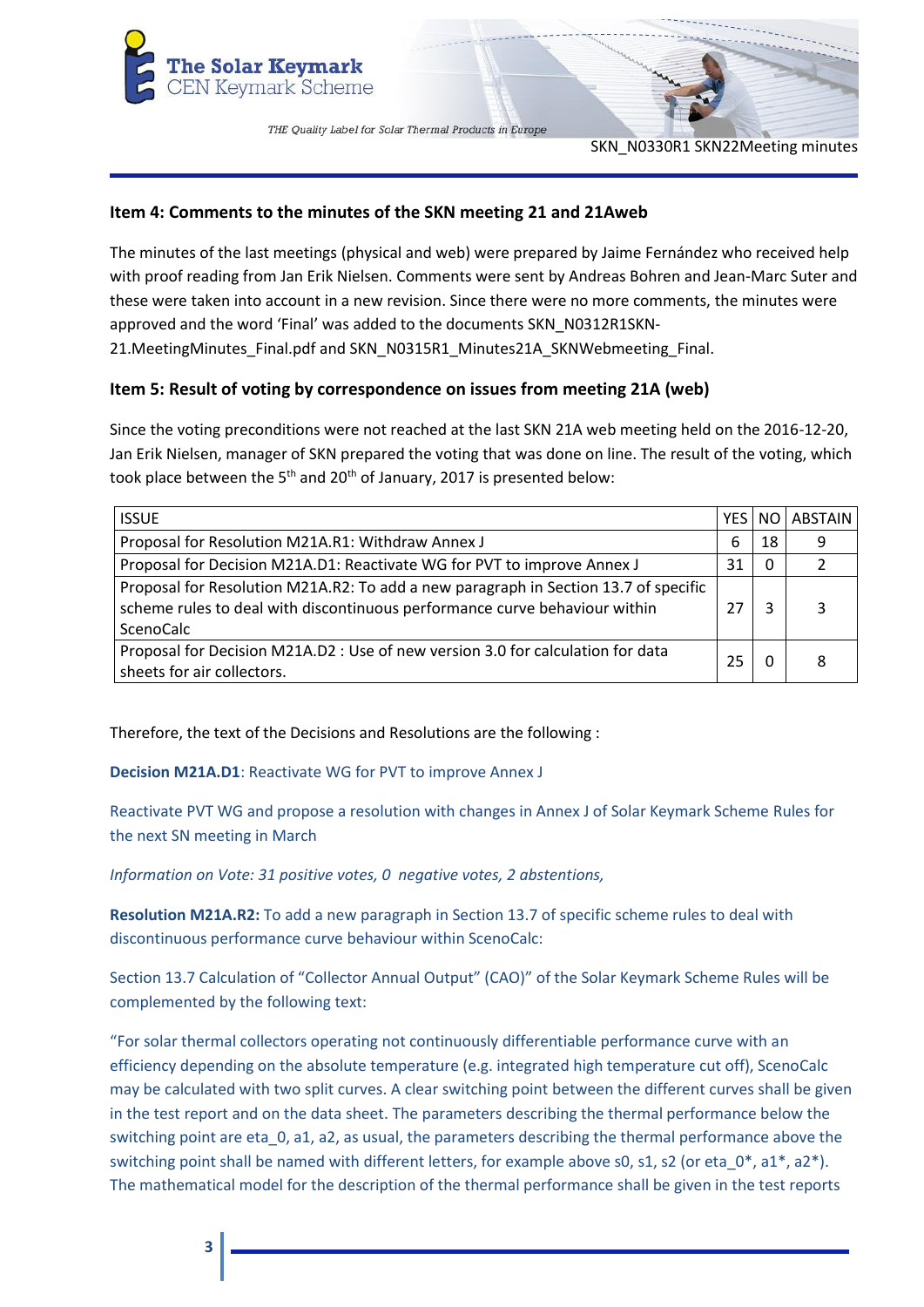## Item 4: Comments to the minutes of the SKN meeting 21 and 21Aweb

The minutes of the last meetings (physical and web) were prepared by Jaime Fernández who received help with proof reading from Jan Erik Nielsen. Comments were sent by Andreas Bohren and Jean-Marc Suter and these were taken into account in a new revision. Since there were no more comments, the minutes were approved and the word 'Final' was added to the documents SKN_N0312R1SKN-21.MeetingMinutes_Final.pdf and SKN_N0315R1_Minutes21A_SKNWebmeeting_Final.

## Item 5: Result of voting by correspondence on issues from meeting 21A (web)

Since the voting preconditions were not reached at the last SKN 21A web meeting held on the 2016-12-20, Jan Erik Nielsen, manager of SKN prepared the voting that was done on line. The result of the voting, which took place between the 5th and 20th of January, 2017 is presented below:

| ISSUE | YES | NO | ABSTAIN |
|---|---|---|---|
| Proposal for Resolution M21A.R1: Withdraw Annex J | 6 | 18 | 9 |
| Proposal for Decision M21A.D1: Reactivate WG for PVT to improve Annex J | 31 | 0 | 2 |
| Proposal for Resolution M21A.R2: To add a new paragraph in Section 13.7 of specific scheme rules to deal with discontinuous performance curve behaviour within ScenoCalc | 27 | 3 | 3 |
| Proposal for Decision M21A.D2 : Use of new version 3.0 for calculation for data sheets for air collectors. | 25 | 0 | 8 |

Therefore, the text of the Decisions and Resolutions are the following :

**Decision M21A.D1**: Reactivate WG for PVT to improve Annex J

Reactivate PVT WG and propose a resolution with changes in Annex J of Solar Keymark Scheme Rules for the next SN meeting in March

*Information on Vote: 31 positive votes, 0 negative votes, 2 abstentions,*

**Resolution M21A.R2:** To add a new paragraph in Section 13.7 of specific scheme rules to deal with discontinuous performance curve behaviour within ScenoCalc:

Section 13.7 Calculation of "Collector Annual Output" (CAO)" of the Solar Keymark Scheme Rules will be complemented by the following text:

"For solar thermal collectors operating not continuously differentiable performance curve with an efficiency depending on the absolute temperature (e.g. integrated high temperature cut off), ScenoCalc may be calculated with two split curves. A clear switching point between the different curves shall be given in the test report and on the data sheet. The parameters describing the thermal performance below the switching point are eta_0, a1, a2, as usual, the parameters describing the thermal performance above the switching point shall be named with different letters, for example above s0, s1, s2 (or eta_0*, a1*, a2*). The mathematical model for the description of the thermal performance shall be given in the test reports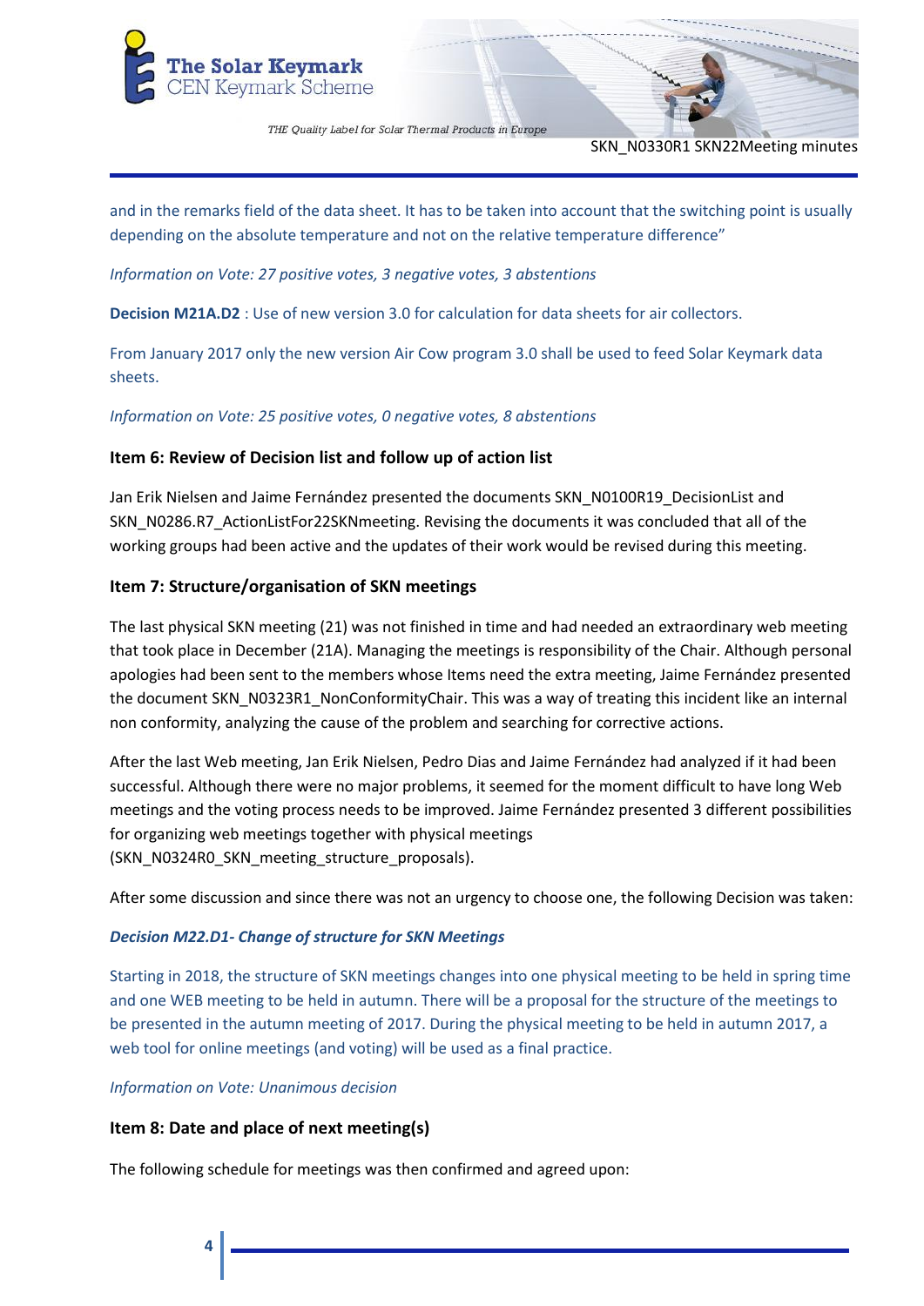and in the remarks field of the data sheet. It has to be taken into account that the switching point is usually depending on the absolute temperature and not on the relative temperature difference"

*Information on Vote: 27 positive votes, 3 negative votes, 3 abstentions*

**Decision M21A.D2** : Use of new version 3.0 for calculation for data sheets for air collectors.

From January 2017 only the new version Air Cow program 3.0 shall be used to feed Solar Keymark data sheets.

*Information on Vote: 25 positive votes, 0 negative votes, 8 abstentions*

### Item 6: Review of Decision list and follow up of action list

Jan Erik Nielsen and Jaime Fernández presented the documents SKN_N0100R19_DecisionList and SKN_N0286.R7_ActionListFor22SKNmeeting. Revising the documents it was concluded that all of the working groups had been active and the updates of their work would be revised during this meeting.

### Item 7: Structure/organisation of SKN meetings

The last physical SKN meeting (21) was not finished in time and had needed an extraordinary web meeting that took place in December (21A). Managing the meetings is responsibility of the Chair. Although personal apologies had been sent to the members whose Items need the extra meeting, Jaime Fernández presented the document SKN_N0323R1_NonConformityChair. This was a way of treating this incident like an internal non conformity, analyzing the cause of the problem and searching for corrective actions.

After the last Web meeting, Jan Erik Nielsen, Pedro Dias and Jaime Fernández had analyzed if it had been successful. Although there were no major problems, it seemed for the moment difficult to have long Web meetings and the voting process needs to be improved. Jaime Fernández presented 3 different possibilities for organizing web meetings together with physical meetings (SKN_N0324R0_SKN_meeting_structure_proposals).

After some discussion and since there was not an urgency to choose one, the following Decision was taken:

***Decision M22.D1- Change of structure for SKN Meetings***

Starting in 2018, the structure of SKN meetings changes into one physical meeting to be held in spring time and one WEB meeting to be held in autumn. There will be a proposal for the structure of the meetings to be presented in the autumn meeting of 2017. During the physical meeting to be held in autumn 2017, a web tool for online meetings (and voting) will be used as a final practice.

*Information on Vote: Unanimous decision*

### Item 8: Date and place of next meeting(s)

The following schedule for meetings was then confirmed and agreed upon: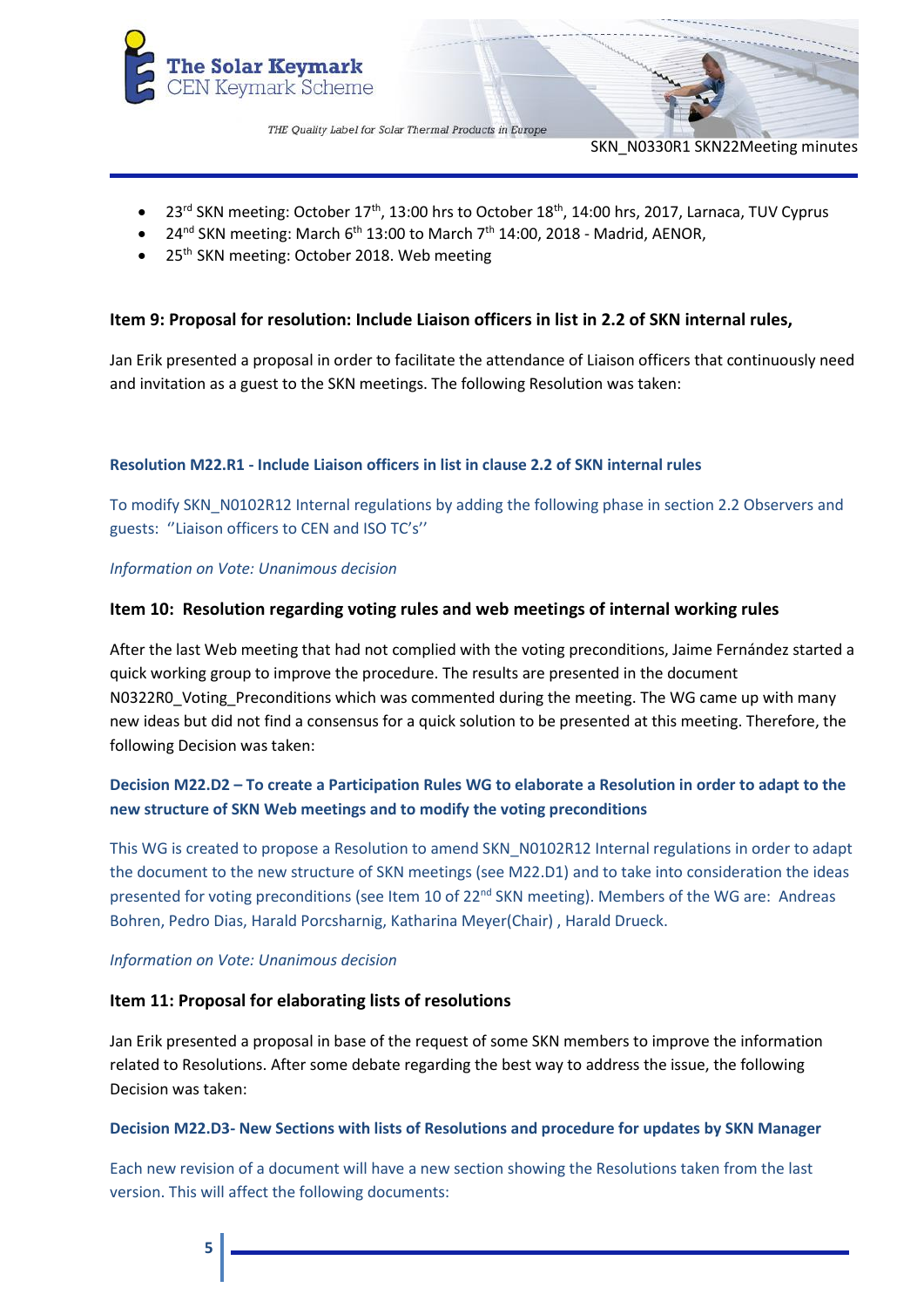- 23rd SKN meeting: October 17th, 13:00 hrs to October 18th, 14:00 hrs, 2017, Larnaca, TUV Cyprus
- 24nd SKN meeting: March 6th 13:00 to March 7th 14:00, 2018 - Madrid, AENOR,
- 25th SKN meeting: October 2018. Web meeting

### Item 9: Proposal for resolution: Include Liaison officers in list in 2.2 of SKN internal rules,

Jan Erik presented a proposal in order to facilitate the attendance of Liaison officers that continuously need and invitation as a guest to the SKN meetings. The following Resolution was taken:

**Resolution M22.R1 - Include Liaison officers in list in clause 2.2 of SKN internal rules**

To modify SKN_N0102R12 Internal regulations by adding the following phase in section 2.2 Observers and guests: ''Liaison officers to CEN and ISO TC's''

*Information on Vote: Unanimous decision*

### Item 10: Resolution regarding voting rules and web meetings of internal working rules

After the last Web meeting that had not complied with the voting preconditions, Jaime Fernández started a quick working group to improve the procedure. The results are presented in the document N0322R0_Voting_Preconditions which was commented during the meeting. The WG came up with many new ideas but did not find a consensus for a quick solution to be presented at this meeting. Therefore, the following Decision was taken:

**Decision M22.D2 – To create a Participation Rules WG to elaborate a Resolution in order to adapt to the new structure of SKN Web meetings and to modify the voting preconditions**

This WG is created to propose a Resolution to amend SKN_N0102R12 Internal regulations in order to adapt the document to the new structure of SKN meetings (see M22.D1) and to take into consideration the ideas presented for voting preconditions (see Item 10 of 22nd SKN meeting). Members of the WG are: Andreas Bohren, Pedro Dias, Harald Porcsharnig, Katharina Meyer(Chair) , Harald Drueck.

*Information on Vote: Unanimous decision*

### Item 11: Proposal for elaborating lists of resolutions

Jan Erik presented a proposal in base of the request of some SKN members to improve the information related to Resolutions. After some debate regarding the best way to address the issue, the following Decision was taken:

**Decision M22.D3- New Sections with lists of Resolutions and procedure for updates by SKN Manager**

Each new revision of a document will have a new section showing the Resolutions taken from the last version. This will affect the following documents: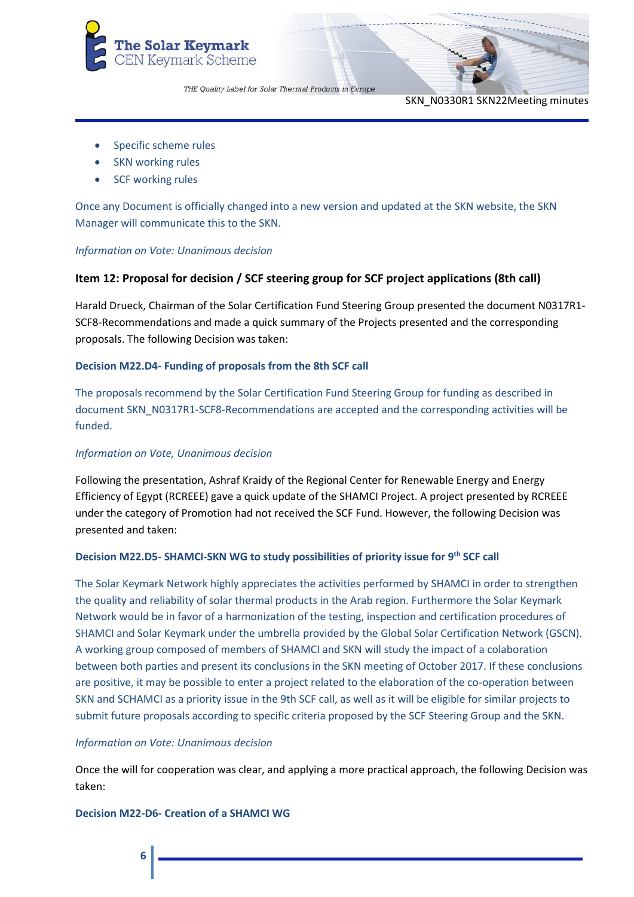- Specific scheme rules
- SKN working rules
- SCF working rules

Once any Document is officially changed into a new version and updated at the SKN website, the SKN Manager will communicate this to the SKN.

*Information on Vote: Unanimous decision*

### Item 12: Proposal for decision / SCF steering group for SCF project applications (8th call)

Harald Drueck, Chairman of the Solar Certification Fund Steering Group presented the document N0317R1-SCF8-Recommendations and made a quick summary of the Projects presented and the corresponding proposals. The following Decision was taken:

**Decision M22.D4- Funding of proposals from the 8th SCF call**

The proposals recommend by the Solar Certification Fund Steering Group for funding as described in document SKN_N0317R1-SCF8-Recommendations are accepted and the corresponding activities will be funded.

*Information on Vote, Unanimous decision*

Following the presentation, Ashraf Kraidy of the Regional Center for Renewable Energy and Energy Efficiency of Egypt (RCREEE) gave a quick update of the SHAMCI Project. A project presented by RCREEE under the category of Promotion had not received the SCF Fund. However, the following Decision was presented and taken:

**Decision M22.D5- SHAMCI-SKN WG to study possibilities of priority issue for 9th SCF call**

The Solar Keymark Network highly appreciates the activities performed by SHAMCI in order to strengthen the quality and reliability of solar thermal products in the Arab region. Furthermore the Solar Keymark Network would be in favor of a harmonization of the testing, inspection and certification procedures of SHAMCI and Solar Keymark under the umbrella provided by the Global Solar Certification Network (GSCN). A working group composed of members of SHAMCI and SKN will study the impact of a colaboration between both parties and present its conclusions in the SKN meeting of October 2017. If these conclusions are positive, it may be possible to enter a project related to the elaboration of the co-operation between SKN and SCHAMCI as a priority issue in the 9th SCF call, as well as it will be eligible for similar projects to submit future proposals according to specific criteria proposed by the SCF Steering Group and the SKN.

*Information on Vote: Unanimous decision*

Once the will for cooperation was clear, and applying a more practical approach, the following Decision was taken:

**Decision M22-D6- Creation of a SHAMCI WG**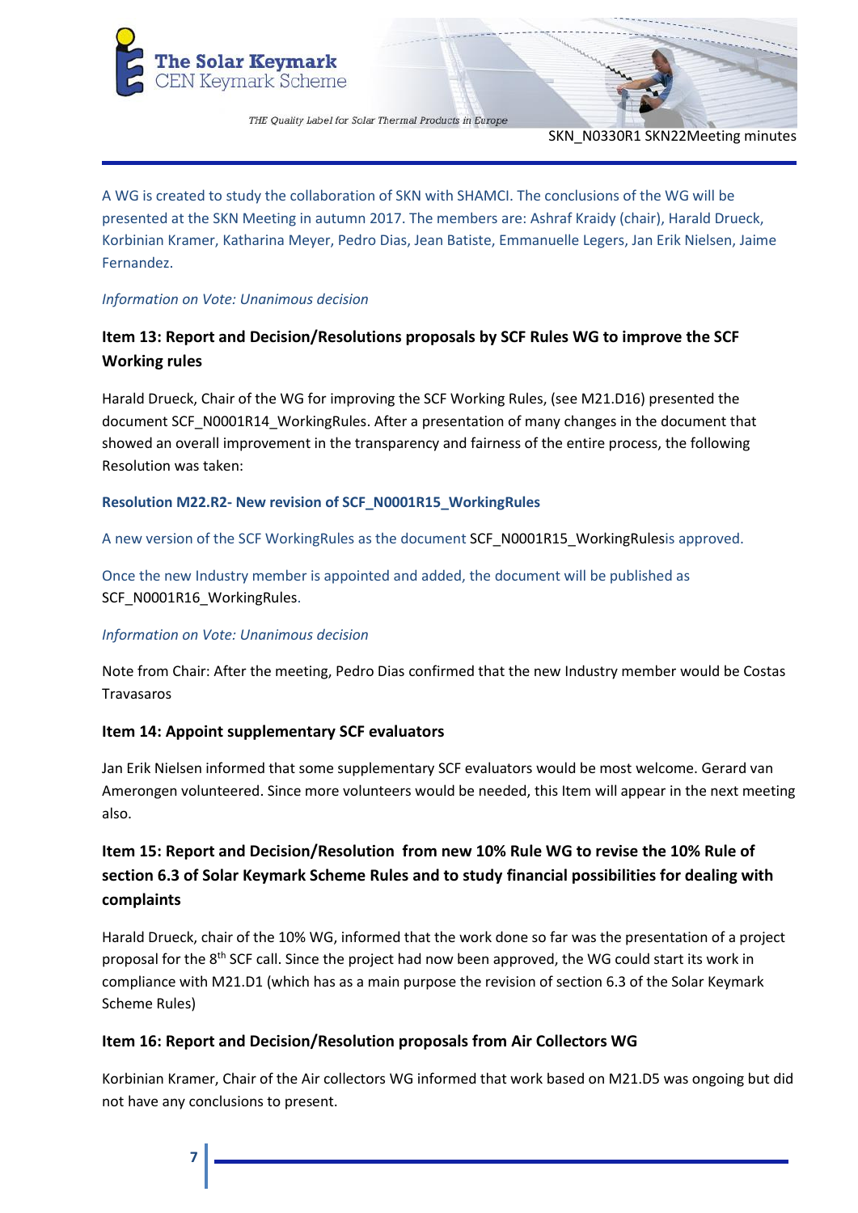A WG is created to study the collaboration of SKN with SHAMCI. The conclusions of the WG will be presented at the SKN Meeting in autumn 2017. The members are: Ashraf Kraidy (chair), Harald Drueck, Korbinian Kramer, Katharina Meyer, Pedro Dias, Jean Batiste, Emmanuelle Legers, Jan Erik Nielsen, Jaime Fernandez.

*Information on Vote: Unanimous decision*

### Item 13: Report and Decision/Resolutions proposals by SCF Rules WG to improve the SCF Working rules

Harald Drueck, Chair of the WG for improving the SCF Working Rules, (see M21.D16) presented the document SCF_N0001R14_WorkingRules. After a presentation of many changes in the document that showed an overall improvement in the transparency and fairness of the entire process, the following Resolution was taken:

**Resolution M22.R2- New revision of SCF_N0001R15_WorkingRules**

A new version of the SCF WorkingRules as the document SCF_N0001R15_WorkingRulesis approved.

Once the new Industry member is appointed and added, the document will be published as SCF_N0001R16_WorkingRules.

*Information on Vote: Unanimous decision*

Note from Chair: After the meeting, Pedro Dias confirmed that the new Industry member would be Costas Travasaros

### Item 14: Appoint supplementary SCF evaluators

Jan Erik Nielsen informed that some supplementary SCF evaluators would be most welcome. Gerard van Amerongen volunteered. Since more volunteers would be needed, this Item will appear in the next meeting also.

### Item 15: Report and Decision/Resolution from new 10% Rule WG to revise the 10% Rule of section 6.3 of Solar Keymark Scheme Rules and to study financial possibilities for dealing with complaints

Harald Drueck, chair of the 10% WG, informed that the work done so far was the presentation of a project proposal for the 8th SCF call. Since the project had now been approved, the WG could start its work in compliance with M21.D1 (which has as a main purpose the revision of section 6.3 of the Solar Keymark Scheme Rules)

### Item 16: Report and Decision/Resolution proposals from Air Collectors WG

Korbinian Kramer, Chair of the Air collectors WG informed that work based on M21.D5 was ongoing but did not have any conclusions to present.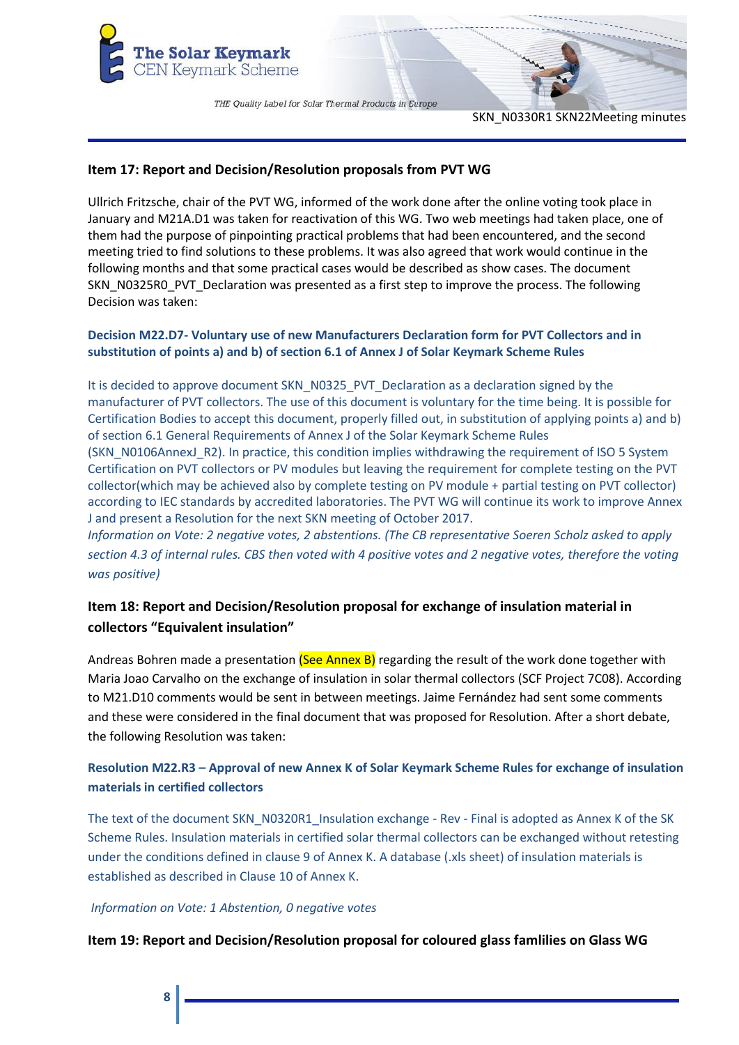### Item 17: Report and Decision/Resolution proposals from PVT WG

Ullrich Fritzsche, chair of the PVT WG, informed of the work done after the online voting took place in January and M21A.D1 was taken for reactivation of this WG. Two web meetings had taken place, one of them had the purpose of pinpointing practical problems that had been encountered, and the second meeting tried to find solutions to these problems. It was also agreed that work would continue in the following months and that some practical cases would be described as show cases. The document SKN_N0325R0_PVT_Declaration was presented as a first step to improve the process. The following Decision was taken:

**Decision M22.D7- Voluntary use of new Manufacturers Declaration form for PVT Collectors and in substitution of points a) and b) of section 6.1 of Annex J of Solar Keymark Scheme Rules**

It is decided to approve document SKN_N0325_PVT_Declaration as a declaration signed by the manufacturer of PVT collectors. The use of this document is voluntary for the time being. It is possible for Certification Bodies to accept this document, properly filled out, in substitution of applying points a) and b) of section 6.1 General Requirements of Annex J of the Solar Keymark Scheme Rules (SKN_N0106AnnexJ_R2). In practice, this condition implies withdrawing the requirement of ISO 5 System Certification on PVT collectors or PV modules but leaving the requirement for complete testing on the PVT collector(which may be achieved also by complete testing on PV module + partial testing on PVT collector) according to IEC standards by accredited laboratories. The PVT WG will continue its work to improve Annex J and present a Resolution for the next SKN meeting of October 2017.

*Information on Vote: 2 negative votes, 2 abstentions. (The CB representative Soeren Scholz asked to apply section 4.3 of internal rules. CBS then voted with 4 positive votes and 2 negative votes, therefore the voting was positive)*

### Item 18: Report and Decision/Resolution proposal for exchange of insulation material in collectors "Equivalent insulation"

Andreas Bohren made a presentation (See Annex B) regarding the result of the work done together with Maria Joao Carvalho on the exchange of insulation in solar thermal collectors (SCF Project 7C08). According to M21.D10 comments would be sent in between meetings. Jaime Fernández had sent some comments and these were considered in the final document that was proposed for Resolution. After a short debate, the following Resolution was taken:

**Resolution M22.R3 – Approval of new Annex K of Solar Keymark Scheme Rules for exchange of insulation materials in certified collectors**

The text of the document SKN_N0320R1_Insulation exchange - Rev - Final is adopted as Annex K of the SK Scheme Rules. Insulation materials in certified solar thermal collectors can be exchanged without retesting under the conditions defined in clause 9 of Annex K. A database (.xls sheet) of insulation materials is established as described in Clause 10 of Annex K.

*Information on Vote: 1 Abstention, 0 negative votes*

### Item 19: Report and Decision/Resolution proposal for coloured glass famlilies on Glass WG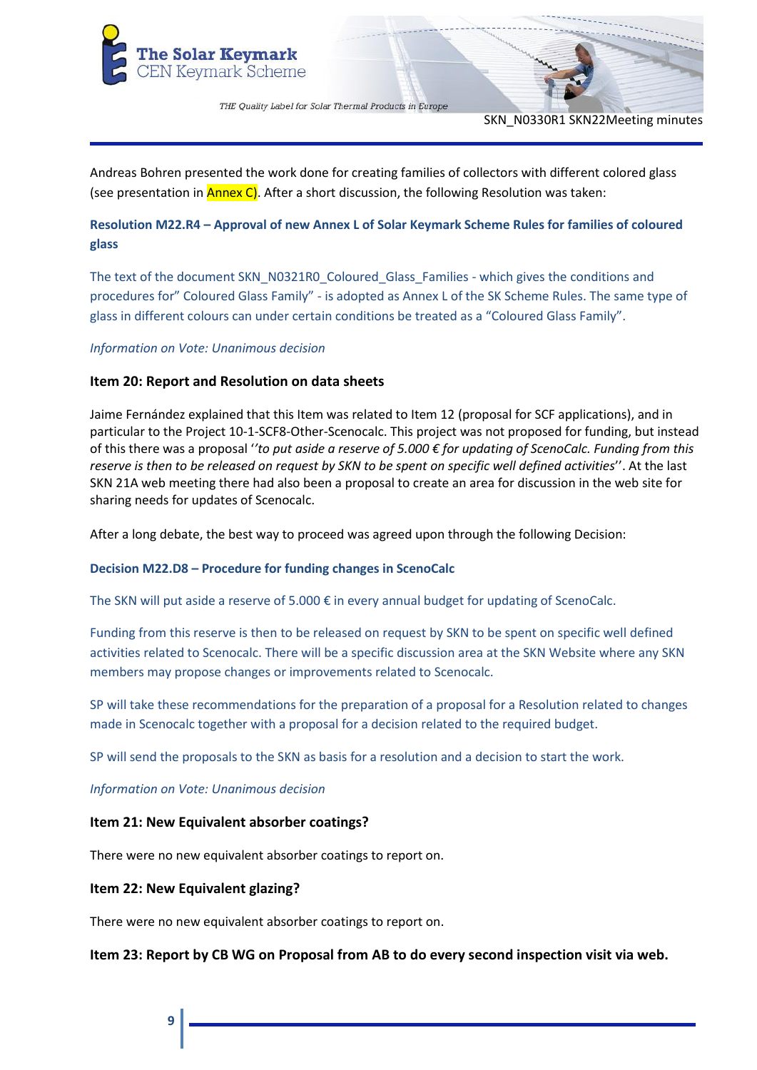Andreas Bohren presented the work done for creating families of collectors with different colored glass (see presentation in Annex C). After a short discussion, the following Resolution was taken:

**Resolution M22.R4 – Approval of new Annex L of Solar Keymark Scheme Rules for families of coloured glass**

The text of the document SKN_N0321R0_Coloured_Glass_Families - which gives the conditions and procedures for" Coloured Glass Family" - is adopted as Annex L of the SK Scheme Rules. The same type of glass in different colours can under certain conditions be treated as a "Coloured Glass Family".

*Information on Vote: Unanimous decision*

### Item 20: Report and Resolution on data sheets

Jaime Fernández explained that this Item was related to Item 12 (proposal for SCF applications), and in particular to the Project 10-1-SCF8-Other-Scenocalc. This project was not proposed for funding, but instead of this there was a proposal ''*to put aside a reserve of 5.000 € for updating of ScenoCalc. Funding from this reserve is then to be released on request by SKN to be spent on specific well defined activities*''. At the last SKN 21A web meeting there had also been a proposal to create an area for discussion in the web site for sharing needs for updates of Scenocalc.

After a long debate, the best way to proceed was agreed upon through the following Decision:

**Decision M22.D8 – Procedure for funding changes in ScenoCalc**

The SKN will put aside a reserve of 5.000 € in every annual budget for updating of ScenoCalc.

Funding from this reserve is then to be released on request by SKN to be spent on specific well defined activities related to Scenocalc. There will be a specific discussion area at the SKN Website where any SKN members may propose changes or improvements related to Scenocalc.

SP will take these recommendations for the preparation of a proposal for a Resolution related to changes made in Scenocalc together with a proposal for a decision related to the required budget.

SP will send the proposals to the SKN as basis for a resolution and a decision to start the work.

*Information on Vote: Unanimous decision*

### Item 21: New Equivalent absorber coatings?

There were no new equivalent absorber coatings to report on.

### Item 22: New Equivalent glazing?

There were no new equivalent absorber coatings to report on.

### Item 23: Report by CB WG on Proposal from AB to do every second inspection visit via web.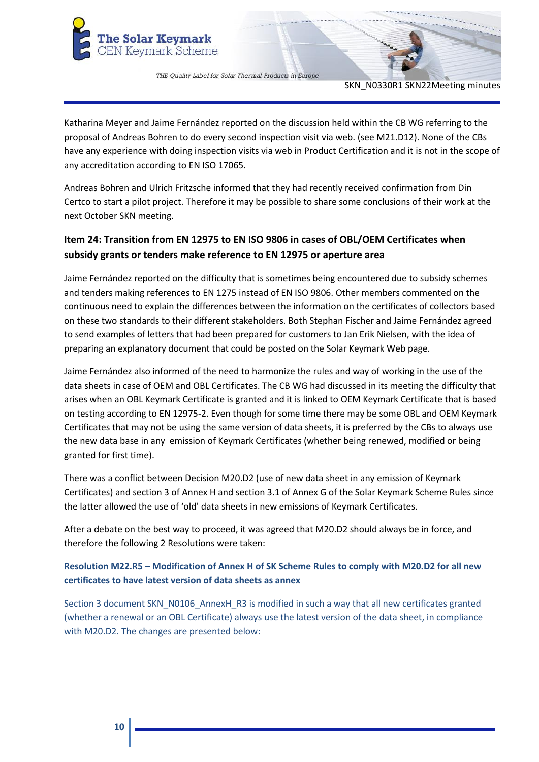Katharina Meyer and Jaime Fernández reported on the discussion held within the CB WG referring to the proposal of Andreas Bohren to do every second inspection visit via web. (see M21.D12). None of the CBs have any experience with doing inspection visits via web in Product Certification and it is not in the scope of any accreditation according to EN ISO 17065.

Andreas Bohren and Ulrich Fritzsche informed that they had recently received confirmation from Din Certco to start a pilot project. Therefore it may be possible to share some conclusions of their work at the next October SKN meeting.

### Item 24: Transition from EN 12975 to EN ISO 9806 in cases of OBL/OEM Certificates when subsidy grants or tenders make reference to EN 12975 or aperture area

Jaime Fernández reported on the difficulty that is sometimes being encountered due to subsidy schemes and tenders making references to EN 1275 instead of EN ISO 9806. Other members commented on the continuous need to explain the differences between the information on the certificates of collectors based on these two standards to their different stakeholders. Both Stephan Fischer and Jaime Fernández agreed to send examples of letters that had been prepared for customers to Jan Erik Nielsen, with the idea of preparing an explanatory document that could be posted on the Solar Keymark Web page.

Jaime Fernández also informed of the need to harmonize the rules and way of working in the use of the data sheets in case of OEM and OBL Certificates. The CB WG had discussed in its meeting the difficulty that arises when an OBL Keymark Certificate is granted and it is linked to OEM Keymark Certificate that is based on testing according to EN 12975-2. Even though for some time there may be some OBL and OEM Keymark Certificates that may not be using the same version of data sheets, it is preferred by the CBs to always use the new data base in any emission of Keymark Certificates (whether being renewed, modified or being granted for first time).

There was a conflict between Decision M20.D2 (use of new data sheet in any emission of Keymark Certificates) and section 3 of Annex H and section 3.1 of Annex G of the Solar Keymark Scheme Rules since the latter allowed the use of 'old' data sheets in new emissions of Keymark Certificates.

After a debate on the best way to proceed, it was agreed that M20.D2 should always be in force, and therefore the following 2 Resolutions were taken:

**Resolution M22.R5 – Modification of Annex H of SK Scheme Rules to comply with M20.D2 for all new certificates to have latest version of data sheets as annex**

Section 3 document SKN_N0106_AnnexH_R3 is modified in such a way that all new certificates granted (whether a renewal or an OBL Certificate) always use the latest version of the data sheet, in compliance with M20.D2. The changes are presented below: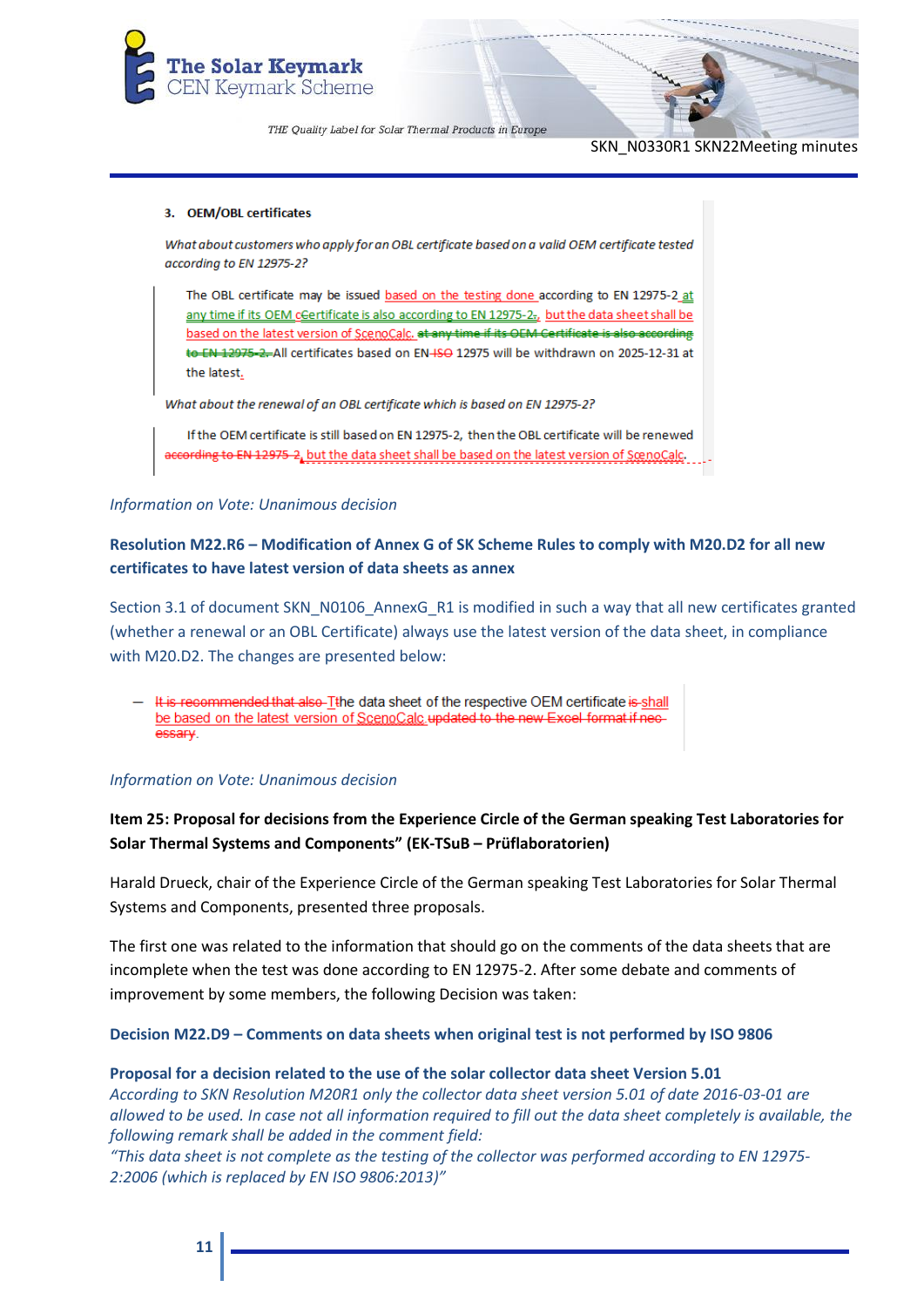3. **OEM/OBL certificates**

*What about customers who apply for an OBL certificate based on a valid OEM certificate tested according to EN 12975-2?*

The OBL certificate may be issued based on the testing done according to EN 12975-2 at any time if its OEM cCertificate is also according to EN 12975-2., but the data sheet shall be based on the latest version of ScenoCalc. ~~at any time if its OEM Certificate is also according to EN 12975-2.~~ All certificates based on EN ~~ISO~~ 12975 will be withdrawn on 2025-12-31 at the latest.

*What about the renewal of an OBL certificate which is based on EN 12975-2?*

If the OEM certificate is still based on EN 12975-2, then the OBL certificate will be renewed ~~according to EN 12975-2~~, but the data sheet shall be based on the latest version of ScenoCalc.

*Information on Vote: Unanimous decision*

**Resolution M22.R6 – Modification of Annex G of SK Scheme Rules to comply with M20.D2 for all new certificates to have latest version of data sheets as annex**

Section 3.1 of document SKN_N0106_AnnexG_R1 is modified in such a way that all new certificates granted (whether a renewal or an OBL Certificate) always use the latest version of the data sheet, in compliance with M20.D2. The changes are presented below:

- ~~It is recommended that also~~ Tthe data sheet of the respective OEM certificate ~~is~~ shall be based on the latest version of ScenoCalc ~~updated to the new Excel format if necessary~~.

*Information on Vote: Unanimous decision*

**Item 25: Proposal for decisions from the Experience Circle of the German speaking Test Laboratories for Solar Thermal Systems and Components" (EK-TSuB – Prüflaboratorien)**

Harald Drueck, chair of the Experience Circle of the German speaking Test Laboratories for Solar Thermal Systems and Components, presented three proposals.

The first one was related to the information that should go on the comments of the data sheets that are incomplete when the test was done according to EN 12975-2. After some debate and comments of improvement by some members, the following Decision was taken:

**Decision M22.D9 – Comments on data sheets when original test is not performed by ISO 9806**

**Proposal for a decision related to the use of the solar collector data sheet Version 5.01**
*According to SKN Resolution M20R1 only the collector data sheet version 5.01 of date 2016-03-01 are allowed to be used. In case not all information required to fill out the data sheet completely is available, the following remark shall be added in the comment field:*
*"This data sheet is not complete as the testing of the collector was performed according to EN 12975-2:2006 (which is replaced by EN ISO 9806:2013)"*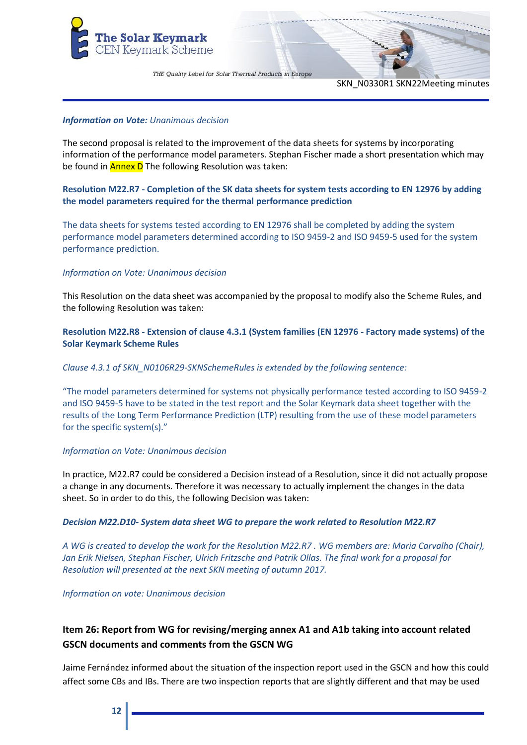*__Information on Vote:__ Unanimous decision*

The second proposal is related to the improvement of the data sheets for systems by incorporating information of the performance model parameters. Stephan Fischer made a short presentation which may be found in Annex D The following Resolution was taken:

**Resolution M22.R7 - Completion of the SK data sheets for system tests according to EN 12976 by adding the model parameters required for the thermal performance prediction**

The data sheets for systems tested according to EN 12976 shall be completed by adding the system performance model parameters determined according to ISO 9459-2 and ISO 9459-5 used for the system performance prediction.

*Information on Vote: Unanimous decision*

This Resolution on the data sheet was accompanied by the proposal to modify also the Scheme Rules, and the following Resolution was taken:

**Resolution M22.R8 - Extension of clause 4.3.1 (System families (EN 12976 - Factory made systems) of the Solar Keymark Scheme Rules**

*Clause 4.3.1 of SKN_N0106R29-SKNSchemeRules is extended by the following sentence:*

“The model parameters determined for systems not physically performance tested according to ISO 9459-2 and ISO 9459-5 have to be stated in the test report and the Solar Keymark data sheet together with the results of the Long Term Performance Prediction (LTP) resulting from the use of these model parameters for the specific system(s).”

*Information on Vote: Unanimous decision*

In practice, M22.R7 could be considered a Decision instead of a Resolution, since it did not actually propose a change in any documents. Therefore it was necessary to actually implement the changes in the data sheet. So in order to do this, the following Decision was taken:

***Decision M22.D10- System data sheet WG to prepare the work related to Resolution M22.R7***

*A WG is created to develop the work for the Resolution M22.R7 . WG members are: Maria Carvalho (Chair), Jan Erik Nielsen, Stephan Fischer, Ulrich Fritzsche and Patrik Ollas. The final work for a proposal for Resolution will presented at the next SKN meeting of autumn 2017.*

*Information on vote: Unanimous decision*

## Item 26: Report from WG for revising/merging annex A1 and A1b taking into account related GSCN documents and comments from the GSCN WG

Jaime Fernández informed about the situation of the inspection report used in the GSCN and how this could affect some CBs and IBs. There are two inspection reports that are slightly different and that may be used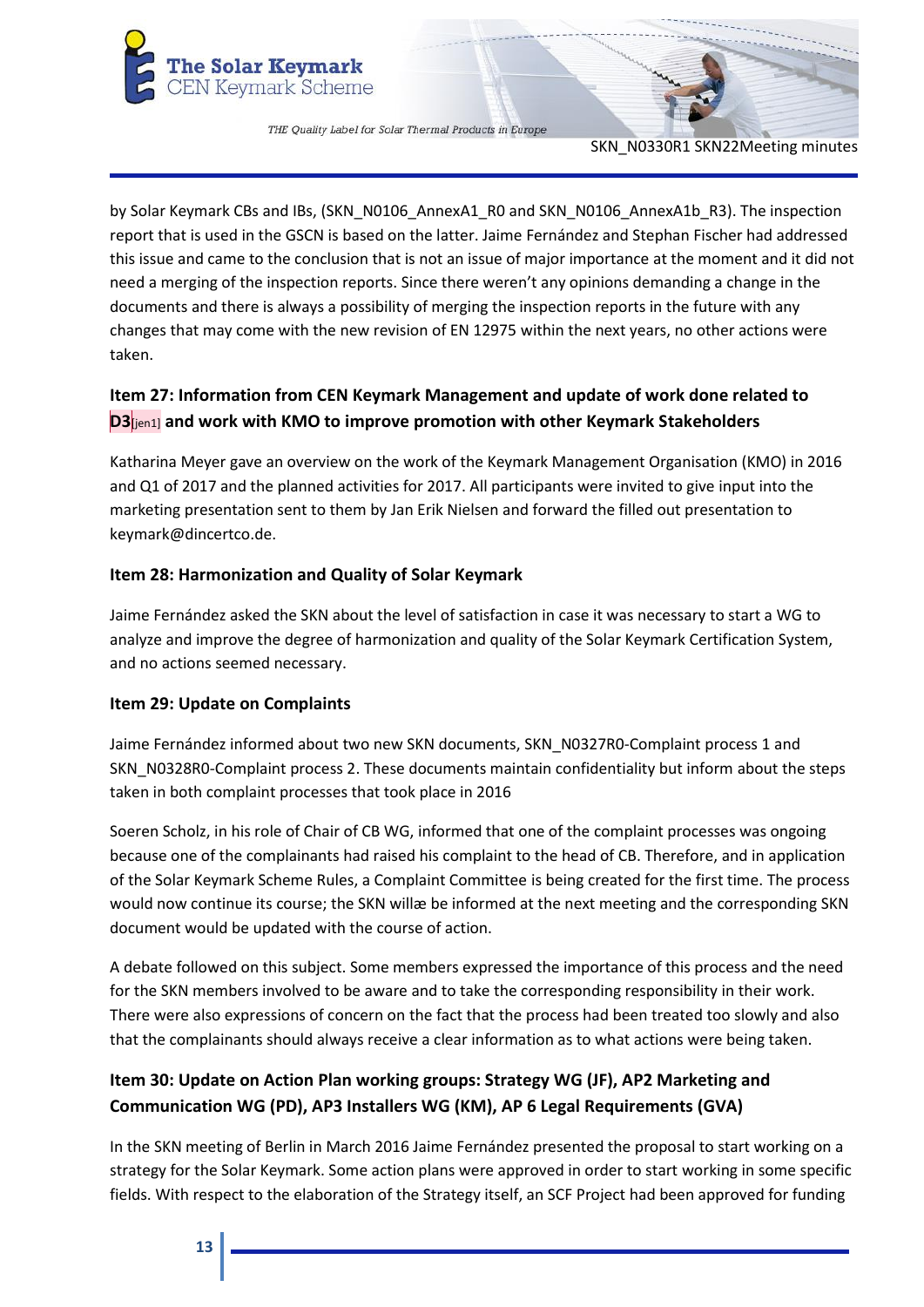by Solar Keymark CBs and IBs, (SKN_N0106_AnnexA1_R0 and SKN_N0106_AnnexA1b_R3). The inspection report that is used in the GSCN is based on the latter. Jaime Fernández and Stephan Fischer had addressed this issue and came to the conclusion that is not an issue of major importance at the moment and it did not need a merging of the inspection reports. Since there weren't any opinions demanding a change in the documents and there is always a possibility of merging the inspection reports in the future with any changes that may come with the new revision of EN 12975 within the next years, no other actions were taken.

### Item 27: Information from CEN Keymark Management and update of work done related to D3[jen1] and work with KMO to improve promotion with other Keymark Stakeholders

Katharina Meyer gave an overview on the work of the Keymark Management Organisation (KMO) in 2016 and Q1 of 2017 and the planned activities for 2017. All participants were invited to give input into the marketing presentation sent to them by Jan Erik Nielsen and forward the filled out presentation to keymark@dincertco.de.

### Item 28: Harmonization and Quality of Solar Keymark

Jaime Fernández asked the SKN about the level of satisfaction in case it was necessary to start a WG to analyze and improve the degree of harmonization and quality of the Solar Keymark Certification System, and no actions seemed necessary.

### Item 29: Update on Complaints

Jaime Fernández informed about two new SKN documents, SKN_N0327R0-Complaint process 1 and SKN_N0328R0-Complaint process 2. These documents maintain confidentiality but inform about the steps taken in both complaint processes that took place in 2016

Soeren Scholz, in his role of Chair of CB WG, informed that one of the complaint processes was ongoing because one of the complainants had raised his complaint to the head of CB. Therefore, and in application of the Solar Keymark Scheme Rules, a Complaint Committee is being created for the first time. The process would now continue its course; the SKN willæ be informed at the next meeting and the corresponding SKN document would be updated with the course of action.

A debate followed on this subject. Some members expressed the importance of this process and the need for the SKN members involved to be aware and to take the corresponding responsibility in their work. There were also expressions of concern on the fact that the process had been treated too slowly and also that the complainants should always receive a clear information as to what actions were being taken.

### Item 30: Update on Action Plan working groups: Strategy WG (JF), AP2 Marketing and Communication WG (PD), AP3 Installers WG (KM), AP 6 Legal Requirements (GVA)

In the SKN meeting of Berlin in March 2016 Jaime Fernández presented the proposal to start working on a strategy for the Solar Keymark. Some action plans were approved in order to start working in some specific fields. With respect to the elaboration of the Strategy itself, an SCF Project had been approved for funding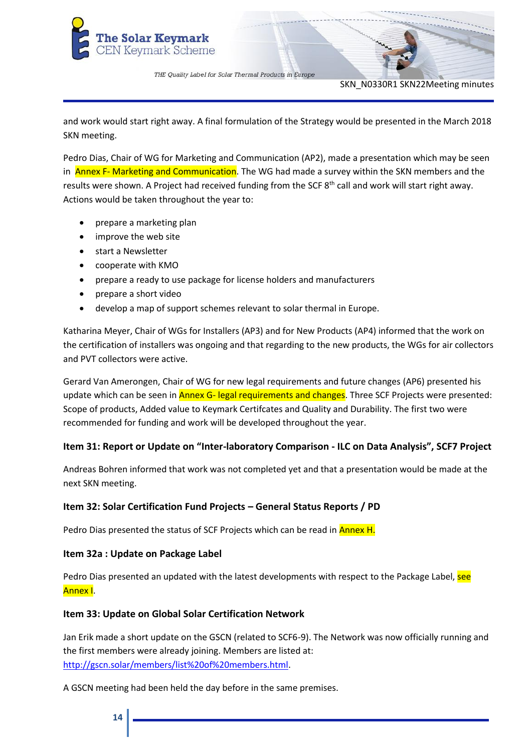and work would start right away. A final formulation of the Strategy would be presented in the March 2018 SKN meeting.

Pedro Dias, Chair of WG for Marketing and Communication (AP2), made a presentation which may be seen in Annex F- Marketing and Communication. The WG had made a survey within the SKN members and the results were shown. A Project had received funding from the SCF 8th call and work will start right away. Actions would be taken throughout the year to:

- prepare a marketing plan
- improve the web site
- start a Newsletter
- cooperate with KMO
- prepare a ready to use package for license holders and manufacturers
- prepare a short video
- develop a map of support schemes relevant to solar thermal in Europe.

Katharina Meyer, Chair of WGs for Installers (AP3) and for New Products (AP4) informed that the work on the certification of installers was ongoing and that regarding to the new products, the WGs for air collectors and PVT collectors were active.

Gerard Van Amerongen, Chair of WG for new legal requirements and future changes (AP6) presented his update which can be seen in Annex G- legal requirements and changes. Three SCF Projects were presented: Scope of products, Added value to Keymark Certifcates and Quality and Durability. The first two were recommended for funding and work will be developed throughout the year.

### Item 31: Report or Update on "Inter-laboratory Comparison - ILC on Data Analysis", SCF7 Project

Andreas Bohren informed that work was not completed yet and that a presentation would be made at the next SKN meeting.

### Item 32: Solar Certification Fund Projects – General Status Reports / PD

Pedro Dias presented the status of SCF Projects which can be read in Annex H.

### Item 32a : Update on Package Label

Pedro Dias presented an updated with the latest developments with respect to the Package Label, see Annex I.

### Item 33: Update on Global Solar Certification Network

Jan Erik made a short update on the GSCN (related to SCF6-9). The Network was now officially running and the first members were already joining. Members are listed at: http://gscn.solar/members/list%20of%20members.html.

A GSCN meeting had been held the day before in the same premises.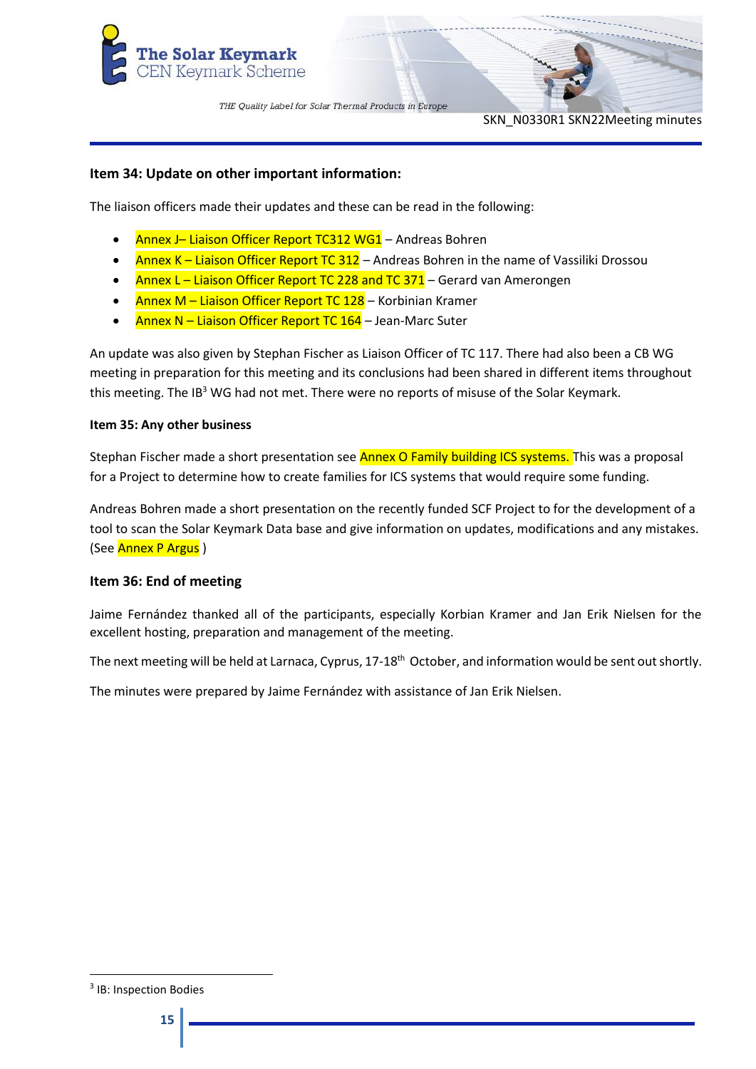### Item 34: Update on other important information:

The liaison officers made their updates and these can be read in the following:

- Annex J– Liaison Officer Report TC312 WG1 – Andreas Bohren
- Annex K – Liaison Officer Report TC 312 – Andreas Bohren in the name of Vassiliki Drossou
- Annex L – Liaison Officer Report TC 228 and TC 371 – Gerard van Amerongen
- Annex M – Liaison Officer Report TC 128 – Korbinian Kramer
- Annex N – Liaison Officer Report TC 164 – Jean-Marc Suter

An update was also given by Stephan Fischer as Liaison Officer of TC 117. There had also been a CB WG meeting in preparation for this meeting and its conclusions had been shared in different items throughout this meeting. The IB[3] WG had not met. There were no reports of misuse of the Solar Keymark.

**Item 35: Any other business**

Stephan Fischer made a short presentation see Annex O Family building ICS systems. This was a proposal for a Project to determine how to create families for ICS systems that would require some funding.

Andreas Bohren made a short presentation on the recently funded SCF Project to for the development of a tool to scan the Solar Keymark Data base and give information on updates, modifications and any mistakes. (See Annex P Argus )

### Item 36: End of meeting

Jaime Fernández thanked all of the participants, especially Korbian Kramer and Jan Erik Nielsen for the excellent hosting, preparation and management of the meeting.

The next meeting will be held at Larnaca, Cyprus, 17-18th October, and information would be sent out shortly.

The minutes were prepared by Jaime Fernández with assistance of Jan Erik Nielsen.

[3] IB: Inspection Bodies